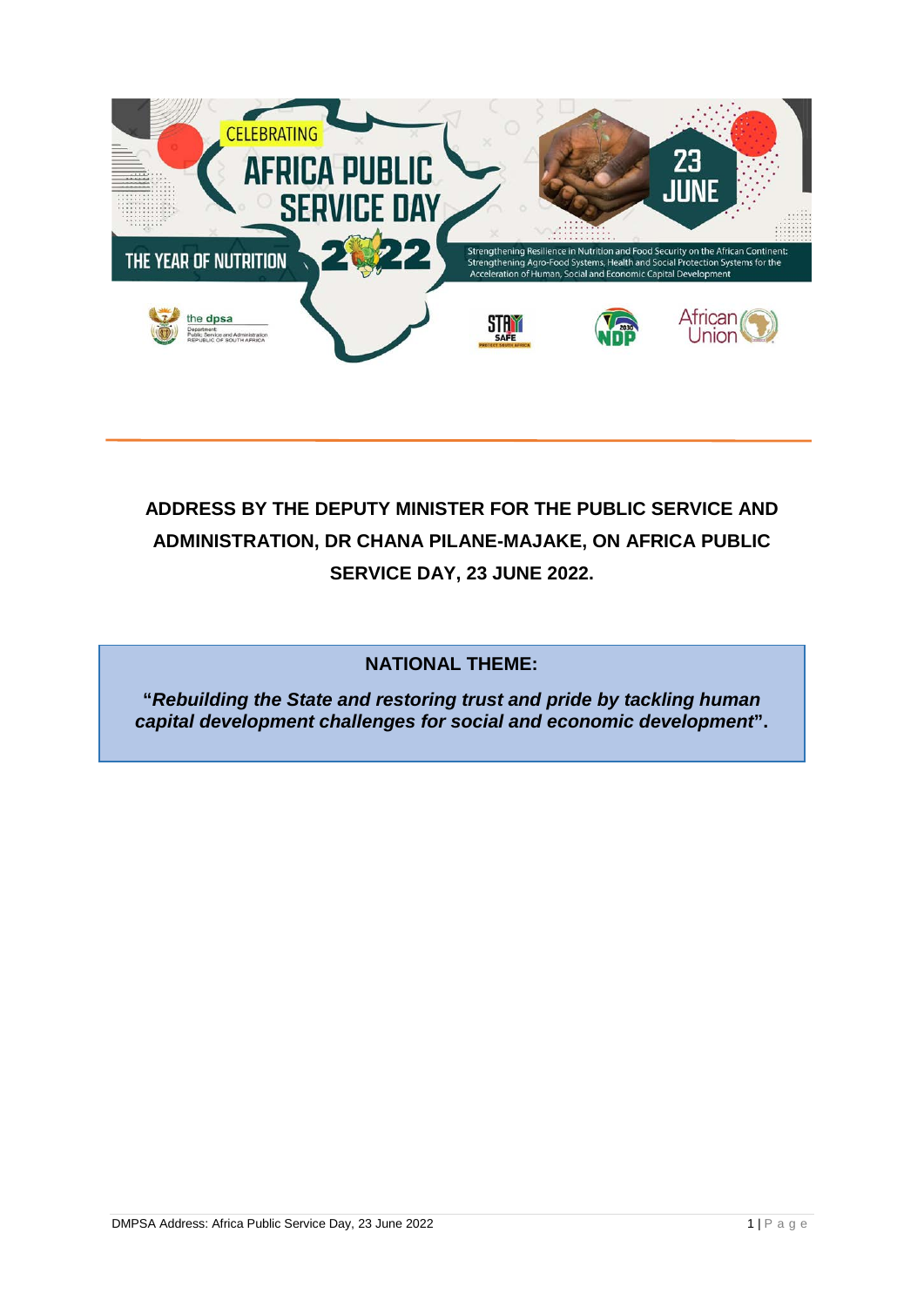**ADDRESS BY THE DEPUTY MINISTER FOR THE PUBLIC SERVICE AND ADMINISTRATION, DR CHANA PILANE-MAJAKE, ON AFRICA PUBLIC SERVICE DAY, 23 JUNE 2022.**

**NATIONAL THEME:**

**"*Rebuilding the State and restoring trust and pride by tackling human capital development challenges for social and economic development*".**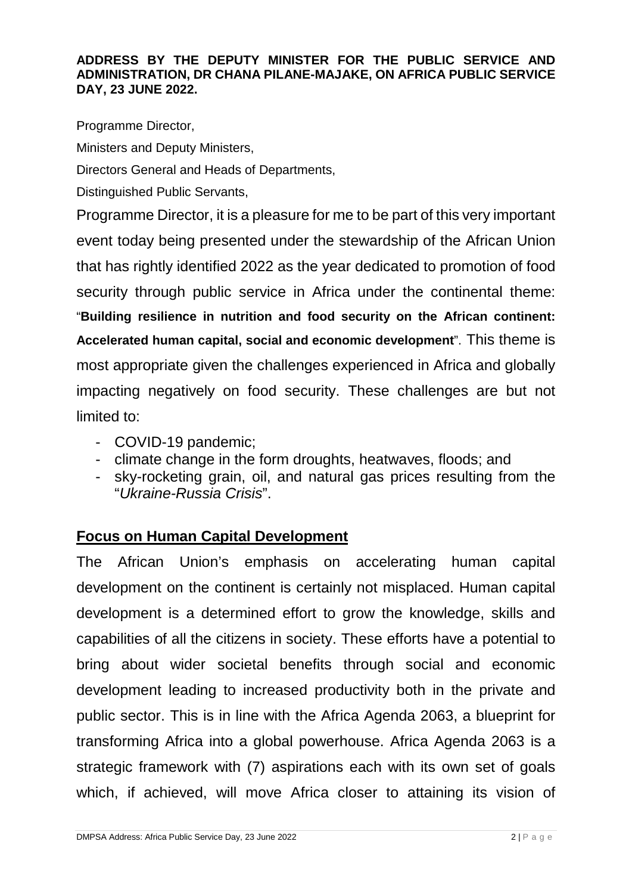**ADDRESS BY THE DEPUTY MINISTER FOR THE PUBLIC SERVICE AND ADMINISTRATION, DR CHANA PILANE-MAJAKE, ON AFRICA PUBLIC SERVICE DAY, 23 JUNE 2022.**

Programme Director,

Ministers and Deputy Ministers,

Directors General and Heads of Departments,

Distinguished Public Servants,

Programme Director, it is a pleasure for me to be part of this very important event today being presented under the stewardship of the African Union that has rightly identified 2022 as the year dedicated to promotion of food security through public service in Africa under the continental theme: "**Building resilience in nutrition and food security on the African continent: Accelerated human capital, social and economic development**". This theme is most appropriate given the challenges experienced in Africa and globally impacting negatively on food security. These challenges are but not limited to:

- COVID-19 pandemic;
- climate change in the form droughts, heatwaves, floods; and
- sky-rocketing grain, oil, and natural gas prices resulting from the "*Ukraine-Russia Crisis*".

## Focus on Human Capital Development

The African Union's emphasis on accelerating human capital development on the continent is certainly not misplaced. Human capital development is a determined effort to grow the knowledge, skills and capabilities of all the citizens in society. These efforts have a potential to bring about wider societal benefits through social and economic development leading to increased productivity both in the private and public sector. This is in line with the Africa Agenda 2063, a blueprint for transforming Africa into a global powerhouse. Africa Agenda 2063 is a strategic framework with (7) aspirations each with its own set of goals which, if achieved, will move Africa closer to attaining its vision of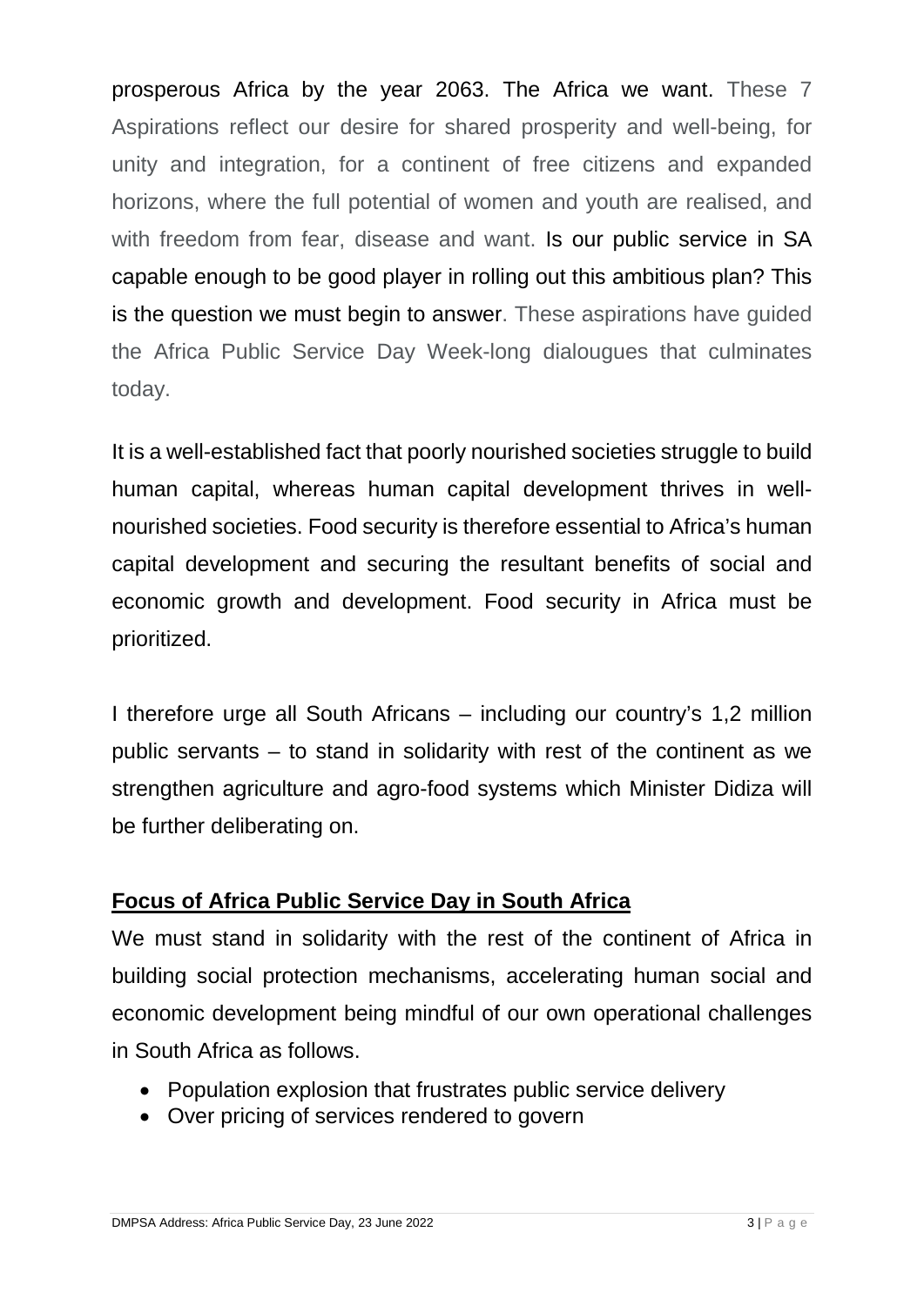prosperous Africa by the year 2063. The Africa we want. These 7 Aspirations reflect our desire for shared prosperity and well-being, for unity and integration, for a continent of free citizens and expanded horizons, where the full potential of women and youth are realised, and with freedom from fear, disease and want. Is our public service in SA capable enough to be good player in rolling out this ambitious plan? This is the question we must begin to answer. These aspirations have guided the Africa Public Service Day Week-long dialougues that culminates today.

It is a well-established fact that poorly nourished societies struggle to build human capital, whereas human capital development thrives in well-nourished societies. Food security is therefore essential to Africa's human capital development and securing the resultant benefits of social and economic growth and development. Food security in Africa must be prioritized.

I therefore urge all South Africans – including our country's 1,2 million public servants – to stand in solidarity with rest of the continent as we strengthen agriculture and agro-food systems which Minister Didiza will be further deliberating on.

## **Focus of Africa Public Service Day in South Africa**

We must stand in solidarity with the rest of the continent of Africa in building social protection mechanisms, accelerating human social and economic development being mindful of our own operational challenges in South Africa as follows.

- Population explosion that frustrates public service delivery
- Over pricing of services rendered to govern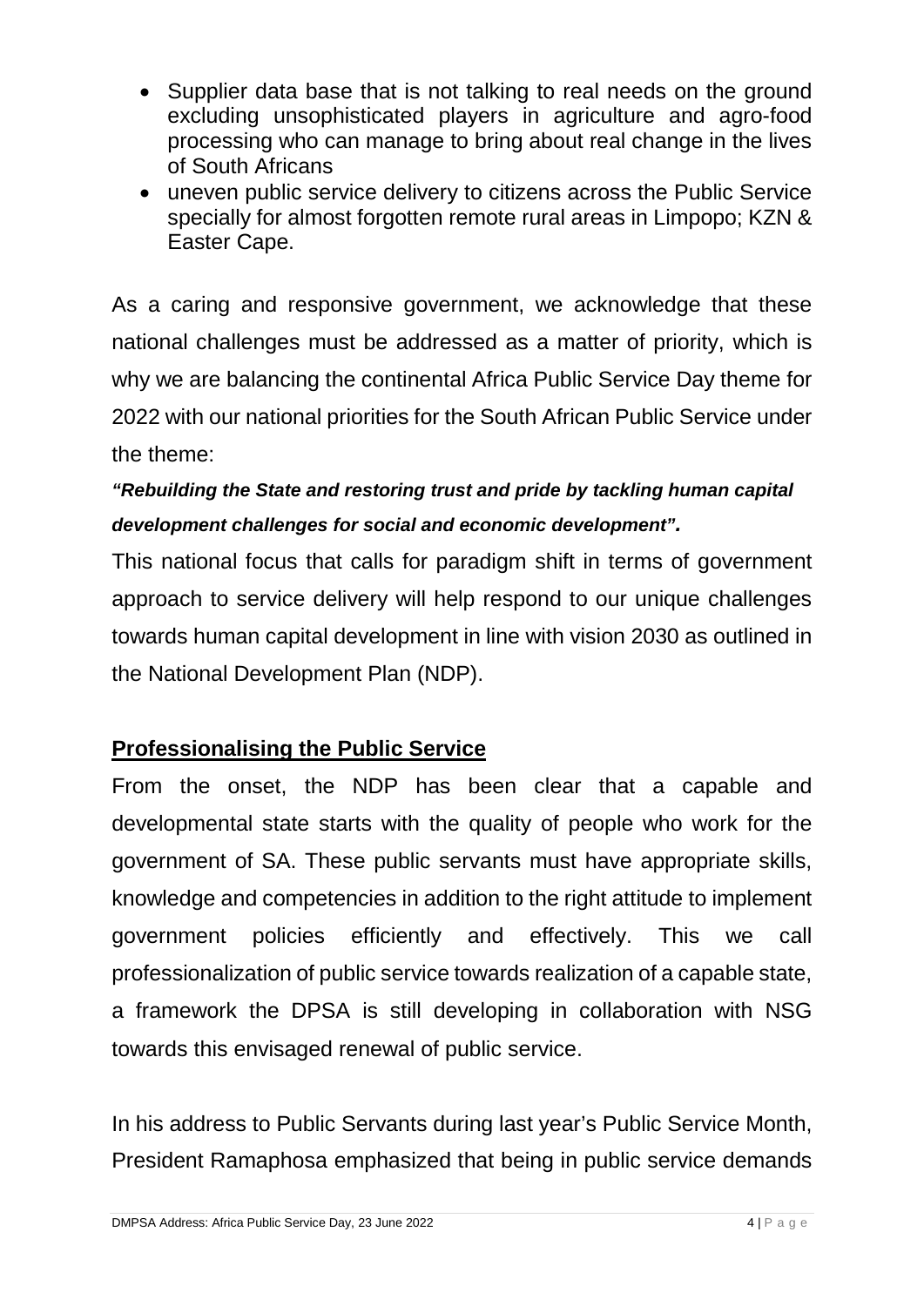- Supplier data base that is not talking to real needs on the ground excluding unsophisticated players in agriculture and agro-food processing who can manage to bring about real change in the lives of South Africans
- uneven public service delivery to citizens across the Public Service specially for almost forgotten remote rural areas in Limpopo; KZN & Easter Cape.

As a caring and responsive government, we acknowledge that these national challenges must be addressed as a matter of priority, which is why we are balancing the continental Africa Public Service Day theme for 2022 with our national priorities for the South African Public Service under the theme:

***"Rebuilding the State and restoring trust and pride by tackling human capital development challenges for social and economic development".***

This national focus that calls for paradigm shift in terms of government approach to service delivery will help respond to our unique challenges towards human capital development in line with vision 2030 as outlined in the National Development Plan (NDP).

## Professionalising the Public Service

From the onset, the NDP has been clear that a capable and developmental state starts with the quality of people who work for the government of SA. These public servants must have appropriate skills, knowledge and competencies in addition to the right attitude to implement government policies efficiently and effectively. This we call professionalization of public service towards realization of a capable state, a framework the DPSA is still developing in collaboration with NSG towards this envisaged renewal of public service.

In his address to Public Servants during last year's Public Service Month, President Ramaphosa emphasized that being in public service demands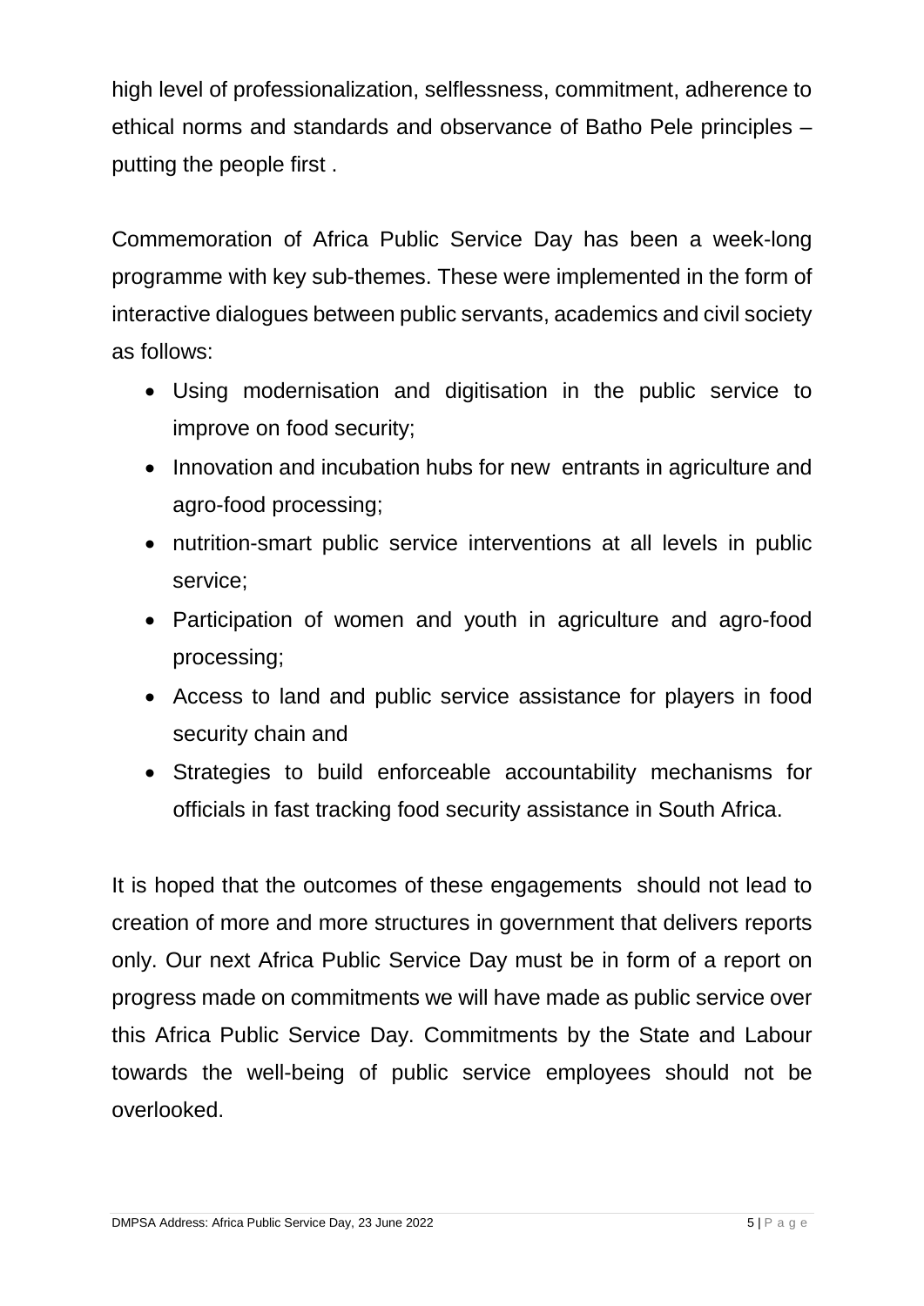high level of professionalization, selflessness, commitment, adherence to ethical norms and standards and observance of Batho Pele principles – putting the people first .

Commemoration of Africa Public Service Day has been a week-long programme with key sub-themes. These were implemented in the form of interactive dialogues between public servants, academics and civil society as follows:

- Using modernisation and digitisation in the public service to improve on food security;
- Innovation and incubation hubs for new entrants in agriculture and agro-food processing;
- nutrition-smart public service interventions at all levels in public service;
- Participation of women and youth in agriculture and agro-food processing;
- Access to land and public service assistance for players in food security chain and
- Strategies to build enforceable accountability mechanisms for officials in fast tracking food security assistance in South Africa.

It is hoped that the outcomes of these engagements should not lead to creation of more and more structures in government that delivers reports only. Our next Africa Public Service Day must be in form of a report on progress made on commitments we will have made as public service over this Africa Public Service Day. Commitments by the State and Labour towards the well-being of public service employees should not be overlooked.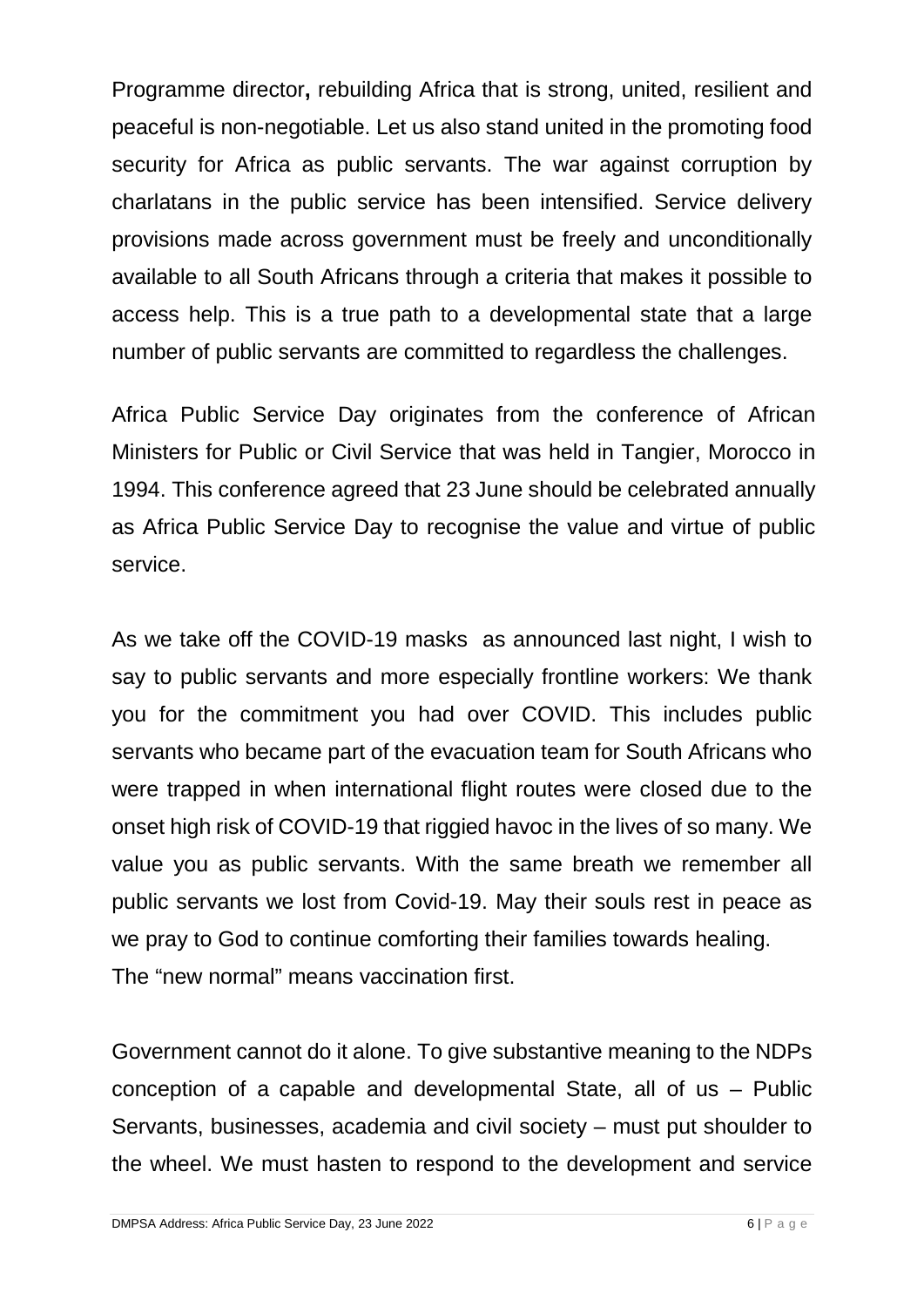**Programme director,** rebuilding Africa that is strong, united, resilient and peaceful is non-negotiable. Let us also stand united in the promoting food security for Africa as public servants. The war against corruption by charlatans in the public service has been intensified. Service delivery provisions made across government must be freely and unconditionally available to all South Africans through a criteria that makes it possible to access help. This is a true path to a developmental state that a large number of public servants are committed to regardless the challenges.

Africa Public Service Day originates from the conference of African Ministers for Public or Civil Service that was held in Tangier, Morocco in 1994. This conference agreed that 23 June should be celebrated annually as Africa Public Service Day to recognise the value and virtue of public service.

As we take off the COVID-19 masks as announced last night, I wish to say to public servants and more especially frontline workers: We thank you for the commitment you had over COVID. This includes public servants who became part of the evacuation team for South Africans who were trapped in when international flight routes were closed due to the onset high risk of COVID-19 that riggied havoc in the lives of so many. We value you as public servants. With the same breath we remember all public servants we lost from Covid-19. May their souls rest in peace as we pray to God to continue comforting their families towards healing.
The "new normal" means vaccination first.

Government cannot do it alone. To give substantive meaning to the NDPs conception of a capable and developmental State, all of us – Public Servants, businesses, academia and civil society – must put shoulder to the wheel. We must hasten to respond to the development and service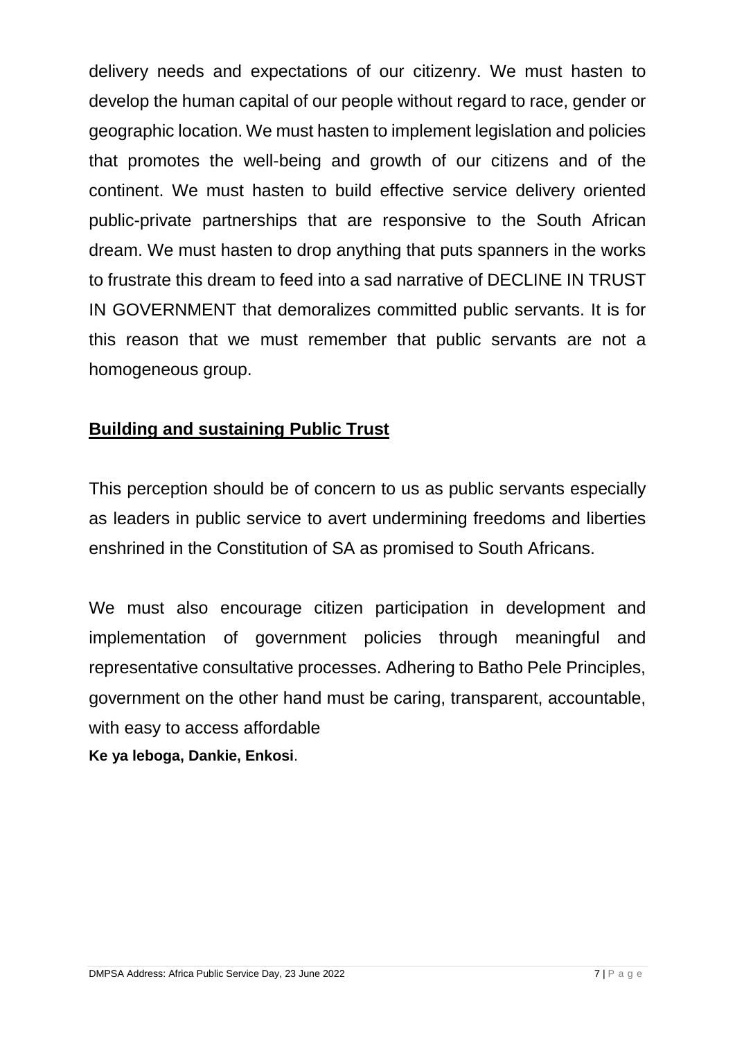delivery needs and expectations of our citizenry. We must hasten to develop the human capital of our people without regard to race, gender or geographic location. We must hasten to implement legislation and policies that promotes the well-being and growth of our citizens and of the continent. We must hasten to build effective service delivery oriented public-private partnerships that are responsive to the South African dream. We must hasten to drop anything that puts spanners in the works to frustrate this dream to feed into a sad narrative of DECLINE IN TRUST IN GOVERNMENT that demoralizes committed public servants. It is for this reason that we must remember that public servants are not a homogeneous group.

## <u>Building and sustaining Public Trust</u>

This perception should be of concern to us as public servants especially as leaders in public service to avert undermining freedoms and liberties enshrined in the Constitution of SA as promised to South Africans.

We must also encourage citizen participation in development and implementation of government policies through meaningful and representative consultative processes. Adhering to Batho Pele Principles, government on the other hand must be caring, transparent, accountable, with easy to access affordable

**Ke ya leboga, Dankie, Enkosi**.